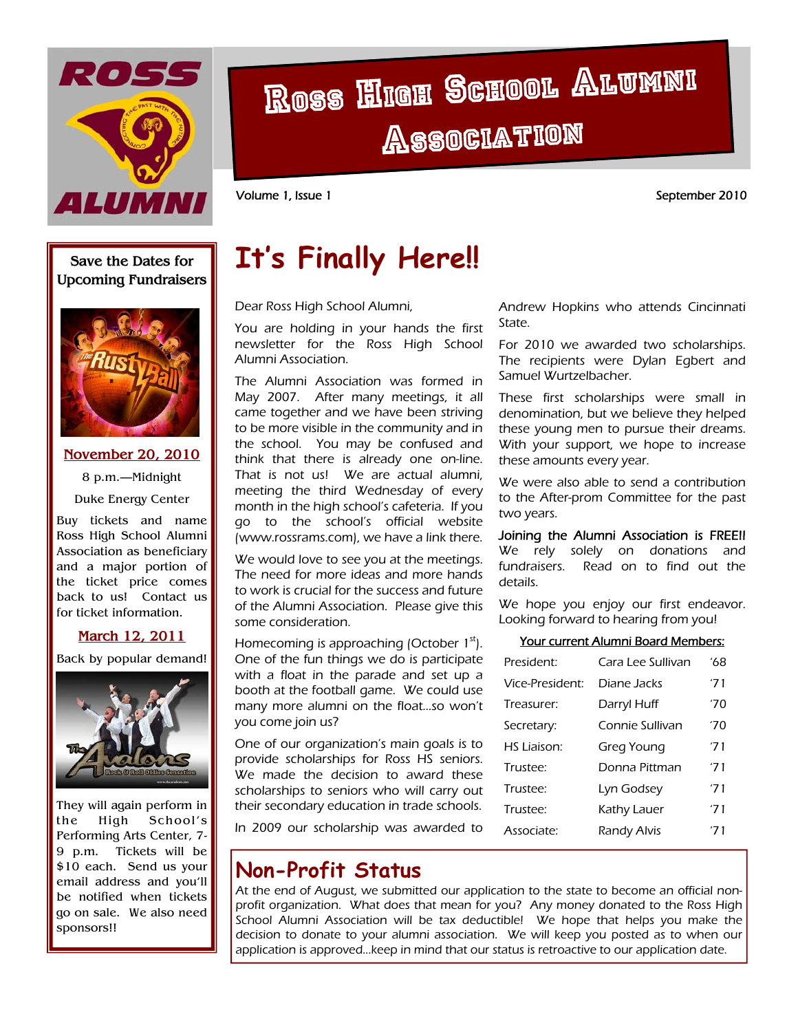# Ross High School Alumni Association

Volume 1, Issue 1 — September 2010

## Save the Dates for Upcoming Fundraisers

**November 20, 2010**

8 p.m.—Midnight

Duke Energy Center

Buy tickets and name Ross High School Alumni Association as beneficiary and a major portion of the ticket price comes back to us! Contact us for ticket information.

**March 12, 2011**

Back by popular demand!

They will again perform in the High School's Performing Arts Center, 7-9 p.m. Tickets will be $10 each. Send us your email address and you'll be notified when tickets go on sale. We also need sponsors!!

## It's Finally Here!!

Dear Ross High School Alumni,

You are holding in your hands the first newsletter for the Ross High School Alumni Association.

The Alumni Association was formed in May 2007. After many meetings, it all came together and we have been striving to be more visible in the community and in the school. You may be confused and think that there is already one on-line. That is not us! We are actual alumni, meeting the third Wednesday of every month in the high school's cafeteria. If you go to the school's official website (www.rossrams.com), we have a link there.

We would love to see you at the meetings. The need for more ideas and more hands to work is crucial for the success and future of the Alumni Association. Please give this some consideration.

Homecoming is approaching (October 1st). One of the fun things we do is participate with a float in the parade and set up a booth at the football game. We could use many more alumni on the float...so won't you come join us?

One of our organization's main goals is to provide scholarships for Ross HS seniors. We made the decision to award these scholarships to seniors who will carry out their secondary education in trade schools.

In 2009 our scholarship was awarded to Andrew Hopkins who attends Cincinnati State.

For 2010 we awarded two scholarships. The recipients were Dylan Egbert and Samuel Wurtzelbacher.

These first scholarships were small in denomination, but we believe they helped these young men to pursue their dreams. With your support, we hope to increase these amounts every year.

We were also able to send a contribution to the After-prom Committee for the past two years.

Joining the Alumni Association is FREE!! We rely solely on donations and fundraisers. Read on to find out the details.

We hope you enjoy our first endeavor. Looking forward to hearing from you!

**Your current Alumni Board Members:**

| | | |
|---|---|---|
| President: | Cara Lee Sullivan | '68 |
| Vice-President: | Diane Jacks | '71 |
| Treasurer: | Darryl Huff | '70 |
| Secretary: | Connie Sullivan | '70 |
| HS Liaison: | Greg Young | '71 |
| Trustee: | Donna Pittman | '71 |
| Trustee: | Lyn Godsey | '71 |
| Trustee: | Kathy Lauer | '71 |
| Associate: | Randy Alvis | '71 |

## Non-Profit Status

At the end of August, we submitted our application to the state to become an official non-profit organization. What does that mean for you? Any money donated to the Ross High School Alumni Association will be tax deductible! We hope that helps you make the decision to donate to your alumni association. We will keep you posted as to when our application is approved...keep in mind that our status is retroactive to our application date.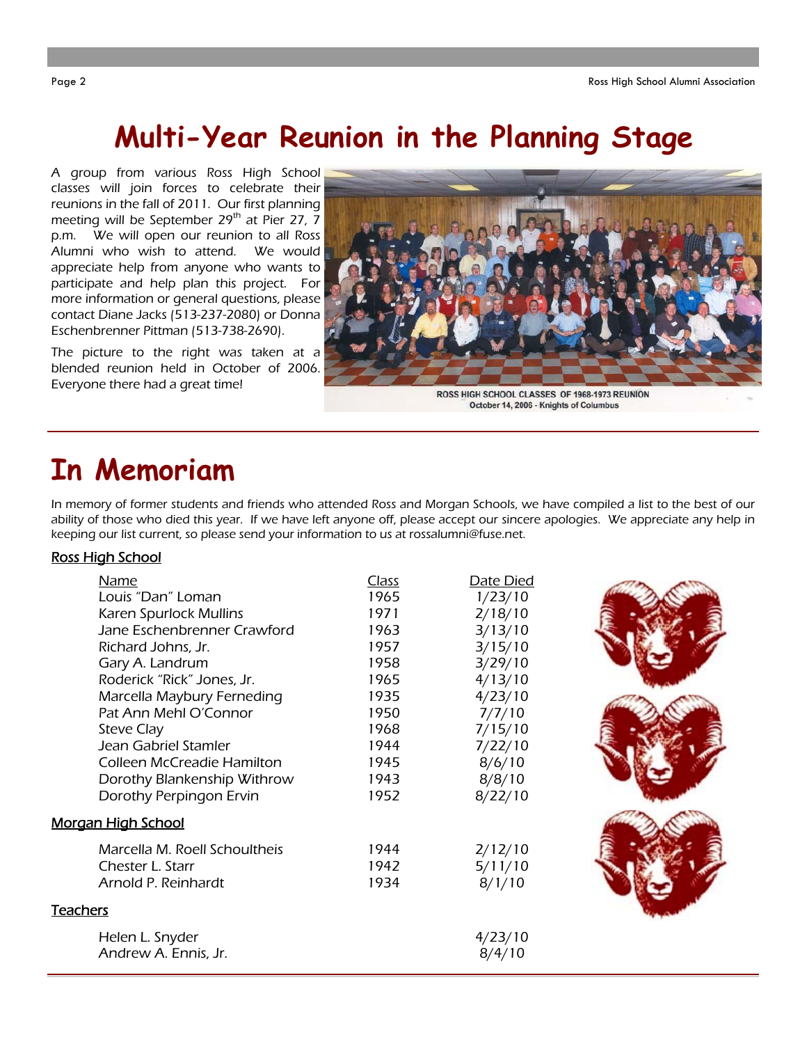# Multi-Year Reunion in the Planning Stage

A group from various Ross High School classes will join forces to celebrate their reunions in the fall of 2011. Our first planning meeting will be September 29th at Pier 27, 7 p.m. We will open our reunion to all Ross Alumni who wish to attend. We would appreciate help from anyone who wants to participate and help plan this project. For more information or general questions, please contact Diane Jacks (513-237-2080) or Donna Eschenbrenner Pittman (513-738-2690).

The picture to the right was taken at a blended reunion held in October of 2006. Everyone there had a great time!

ROSS HIGH SCHOOL CLASSES OF 1968-1973 REUNION
October 14, 2006 - Knights of Columbus

# In Memoriam

In memory of former students and friends who attended Ross and Morgan Schools, we have compiled a list to the best of our ability of those who died this year. If we have left anyone off, please accept our sincere apologies. We appreciate any help in keeping our list current, so please send your information to us at rossalumni@fuse.net.

## Ross High School

| Name | Class | Date Died |
|---|---|---|
| Louis "Dan" Loman | 1965 | 1/23/10 |
| Karen Spurlock Mullins | 1971 | 2/18/10 |
| Jane Eschenbrenner Crawford | 1963 | 3/13/10 |
| Richard Johns, Jr. | 1957 | 3/15/10 |
| Gary A. Landrum | 1958 | 3/29/10 |
| Roderick "Rick" Jones, Jr. | 1965 | 4/13/10 |
| Marcella Maybury Ferneding | 1935 | 4/23/10 |
| Pat Ann Mehl O'Connor | 1950 | 7/7/10 |
| Steve Clay | 1968 | 7/15/10 |
| Jean Gabriel Stamler | 1944 | 7/22/10 |
| Colleen McCreadie Hamilton | 1945 | 8/6/10 |
| Dorothy Blankenship Withrow | 1943 | 8/8/10 |
| Dorothy Perpingon Ervin | 1952 | 8/22/10 |

## Morgan High School

| Name | Class | Date Died |
|---|---|---|
| Marcella M. Roell Schoultheis | 1944 | 2/12/10 |
| Chester L. Starr | 1942 | 5/11/10 |
| Arnold P. Reinhardt | 1934 | 8/1/10 |

## Teachers

| Name | Date Died |
|---|---|
| Helen L. Snyder | 4/23/10 |
| Andrew A. Ennis, Jr. | 8/4/10 |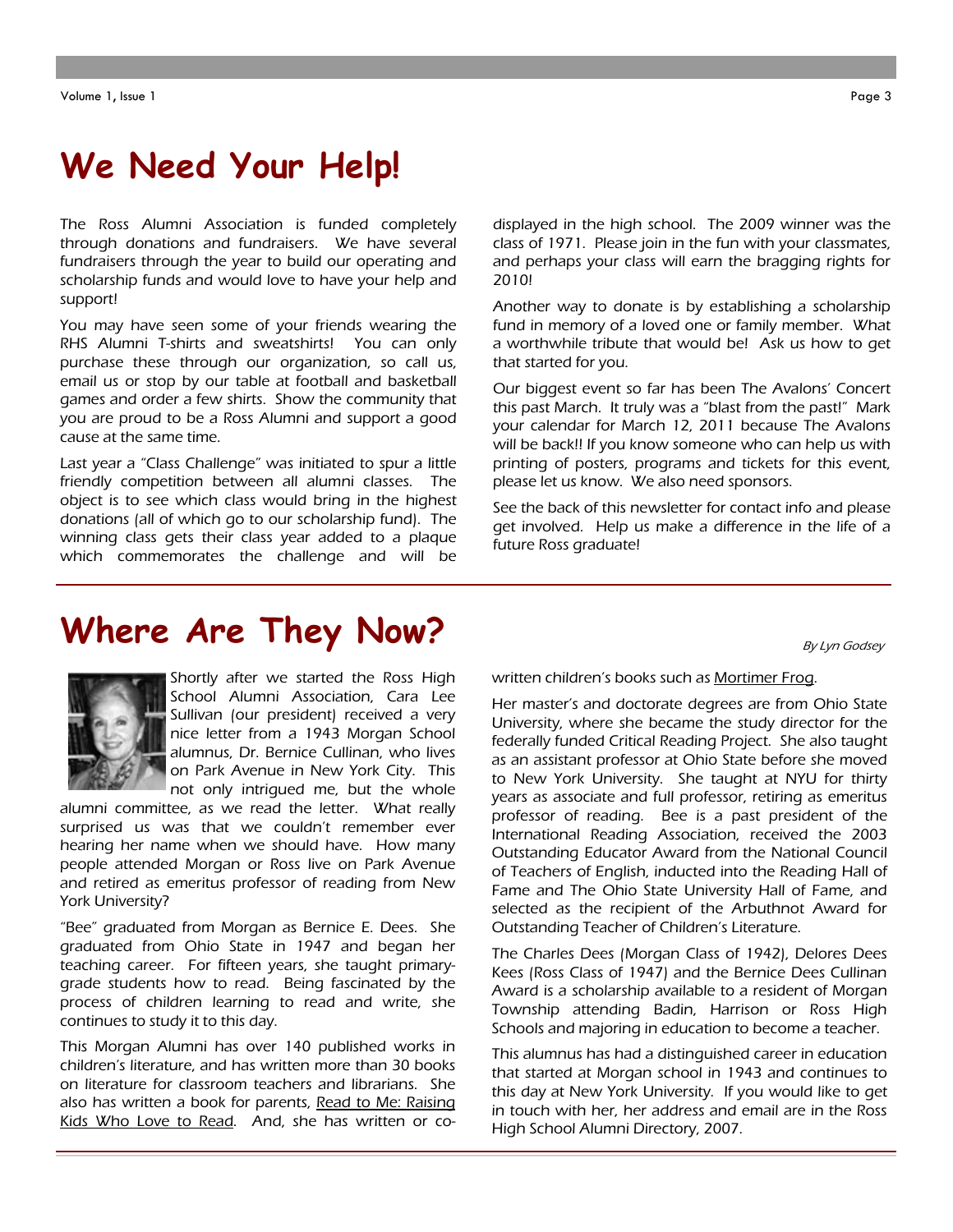# We Need Your Help!

The Ross Alumni Association is funded completely through donations and fundraisers. We have several fundraisers through the year to build our operating and scholarship funds and would love to have your help and support!

You may have seen some of your friends wearing the RHS Alumni T-shirts and sweatshirts! You can only purchase these through our organization, so call us, email us or stop by our table at football and basketball games and order a few shirts. Show the community that you are proud to be a Ross Alumni and support a good cause at the same time.

Last year a "Class Challenge" was initiated to spur a little friendly competition between all alumni classes. The object is to see which class would bring in the highest donations (all of which go to our scholarship fund). The winning class gets their class year added to a plaque which commemorates the challenge and will be displayed in the high school. The 2009 winner was the class of 1971. Please join in the fun with your classmates, and perhaps your class will earn the bragging rights for 2010!

Another way to donate is by establishing a scholarship fund in memory of a loved one or family member. What a worthwhile tribute that would be! Ask us how to get that started for you.

Our biggest event so far has been The Avalons' Concert this past March. It truly was a "blast from the past!" Mark your calendar for March 12, 2011 because The Avalons will be back!! If you know someone who can help us with printing of posters, programs and tickets for this event, please let us know. We also need sponsors.

See the back of this newsletter for contact info and please get involved. Help us make a difference in the life of a future Ross graduate!

# Where Are They Now?

*By Lyn Godsey*

Shortly after we started the Ross High School Alumni Association, Cara Lee Sullivan (our president) received a very nice letter from a 1943 Morgan School alumnus, Dr. Bernice Cullinan, who lives on Park Avenue in New York City. This not only intrigued me, but the whole alumni committee, as we read the letter. What really surprised us was that we couldn't remember ever hearing her name when we should have. How many people attended Morgan or Ross live on Park Avenue and retired as emeritus professor of reading from New York University?

"Bee" graduated from Morgan as Bernice E. Dees. She graduated from Ohio State in 1947 and began her teaching career. For fifteen years, she taught primary-grade students how to read. Being fascinated by the process of children learning to read and write, she continues to study it to this day.

This Morgan Alumni has over 140 published works in children's literature, and has written more than 30 books on literature for classroom teachers and librarians. She also has written a book for parents, Read to Me: Raising Kids Who Love to Read. And, she has written or co-written children's books such as Mortimer Frog.

Her master's and doctorate degrees are from Ohio State University, where she became the study director for the federally funded Critical Reading Project. She also taught as an assistant professor at Ohio State before she moved to New York University. She taught at NYU for thirty years as associate and full professor, retiring as emeritus professor of reading. Bee is a past president of the International Reading Association, received the 2003 Outstanding Educator Award from the National Council of Teachers of English, inducted into the Reading Hall of Fame and The Ohio State University Hall of Fame, and selected as the recipient of the Arbuthnot Award for Outstanding Teacher of Children's Literature.

The Charles Dees (Morgan Class of 1942), Delores Dees Kees (Ross Class of 1947) and the Bernice Dees Cullinan Award is a scholarship available to a resident of Morgan Township attending Badin, Harrison or Ross High Schools and majoring in education to become a teacher.

This alumnus has had a distinguished career in education that started at Morgan school in 1943 and continues to this day at New York University. If you would like to get in touch with her, her address and email are in the Ross High School Alumni Directory, 2007.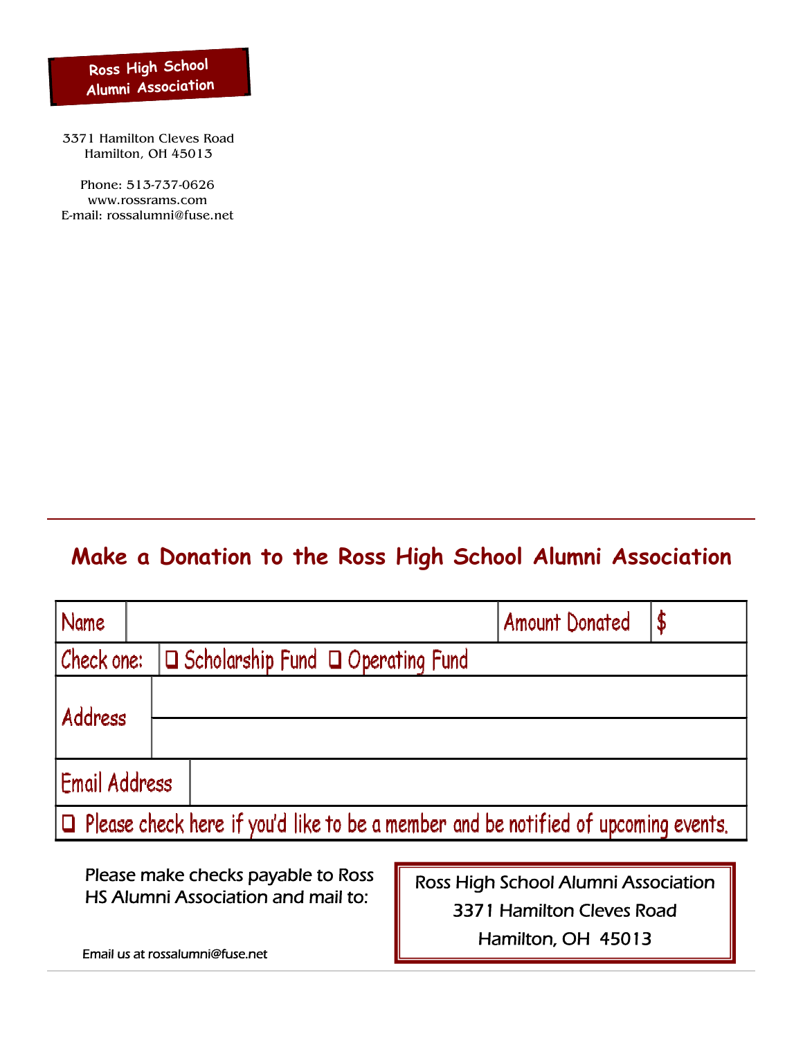**Ross High School Alumni Association**

3371 Hamilton Cleves Road
Hamilton, OH 45013

Phone: 513-737-0626
www.rossrams.com
E-mail: rossalumni@fuse.net

---

## Make a Donation to the Ross High School Alumni Association

| | | | |
|---|---|---|---|
| Name | | Amount Donated | $ |
| Check one: | ❑ Scholarship Fund ❑ Operating Fund | | |
| Address | | | |
| | | | |
| Email Address | | | |
| ❑ Please check here if you'd like to be a member and be notified of upcoming events. | | | |

Please make checks payable to Ross HS Alumni Association and mail to:

Ross High School Alumni Association
3371 Hamilton Cleves Road
Hamilton, OH 45013

Email us at rossalumni@fuse.net